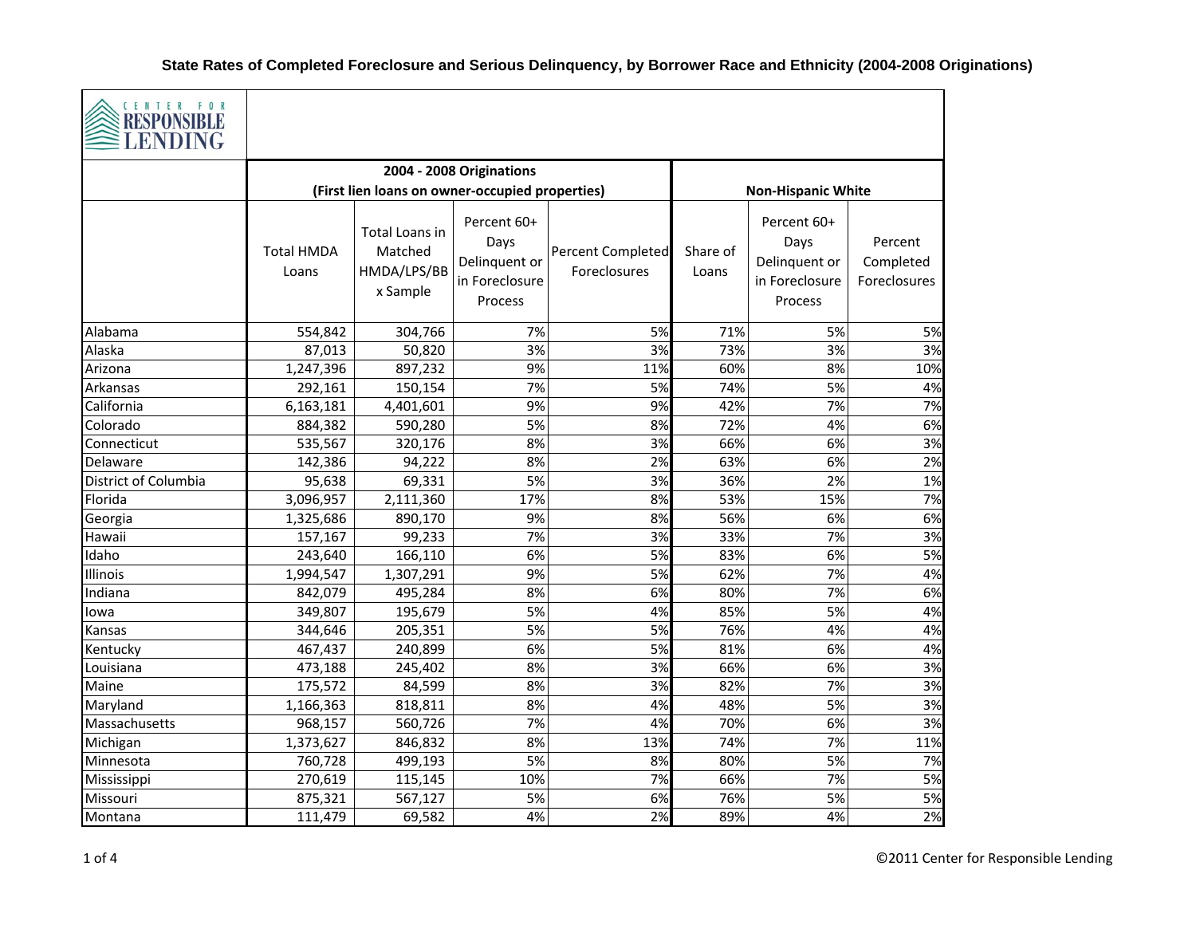# State Rates of Completed Foreclosure and Serious Delinquency, by Borrower Race and Ethnicity (2004-2008 Originations)

CENTER FOR RESPONSIBLE LENDING

| | 2004 - 2008 Originations (First lien loans on owner-occupied properties) | | | | Non-Hispanic White | | |
|---|---|---|---|---|---|---|---|
| | Total HMDA Loans | Total Loans in Matched HMDA/LPS/BBx Sample | Percent 60+ Days Delinquent or in Foreclosure Process | Percent Completed Foreclosures | Share of Loans | Percent 60+ Days Delinquent or in Foreclosure Process | Percent Completed Foreclosures |
| Alabama | 554,842 | 304,766 | 7% | 5% | 71% | 5% | 5% |
| Alaska | 87,013 | 50,820 | 3% | 3% | 73% | 3% | 3% |
| Arizona | 1,247,396 | 897,232 | 9% | 11% | 60% | 8% | 10% |
| Arkansas | 292,161 | 150,154 | 7% | 5% | 74% | 5% | 4% |
| California | 6,163,181 | 4,401,601 | 9% | 9% | 42% | 7% | 7% |
| Colorado | 884,382 | 590,280 | 5% | 8% | 72% | 4% | 6% |
| Connecticut | 535,567 | 320,176 | 8% | 3% | 66% | 6% | 3% |
| Delaware | 142,386 | 94,222 | 8% | 2% | 63% | 6% | 2% |
| District of Columbia | 95,638 | 69,331 | 5% | 3% | 36% | 2% | 1% |
| Florida | 3,096,957 | 2,111,360 | 17% | 8% | 53% | 15% | 7% |
| Georgia | 1,325,686 | 890,170 | 9% | 8% | 56% | 6% | 6% |
| Hawaii | 157,167 | 99,233 | 7% | 3% | 33% | 7% | 3% |
| Idaho | 243,640 | 166,110 | 6% | 5% | 83% | 6% | 5% |
| Illinois | 1,994,547 | 1,307,291 | 9% | 5% | 62% | 7% | 4% |
| Indiana | 842,079 | 495,284 | 8% | 6% | 80% | 7% | 6% |
| Iowa | 349,807 | 195,679 | 5% | 4% | 85% | 5% | 4% |
| Kansas | 344,646 | 205,351 | 5% | 5% | 76% | 4% | 4% |
| Kentucky | 467,437 | 240,899 | 6% | 5% | 81% | 6% | 4% |
| Louisiana | 473,188 | 245,402 | 8% | 3% | 66% | 6% | 3% |
| Maine | 175,572 | 84,599 | 8% | 3% | 82% | 7% | 3% |
| Maryland | 1,166,363 | 818,811 | 8% | 4% | 48% | 5% | 3% |
| Massachusetts | 968,157 | 560,726 | 7% | 4% | 70% | 6% | 3% |
| Michigan | 1,373,627 | 846,832 | 8% | 13% | 74% | 7% | 11% |
| Minnesota | 760,728 | 499,193 | 5% | 8% | 80% | 5% | 7% |
| Mississippi | 270,619 | 115,145 | 10% | 7% | 66% | 7% | 5% |
| Missouri | 875,321 | 567,127 | 5% | 6% | 76% | 5% | 5% |
| Montana | 111,479 | 69,582 | 4% | 2% | 89% | 4% | 2% |

©2011 Center for Responsible Lending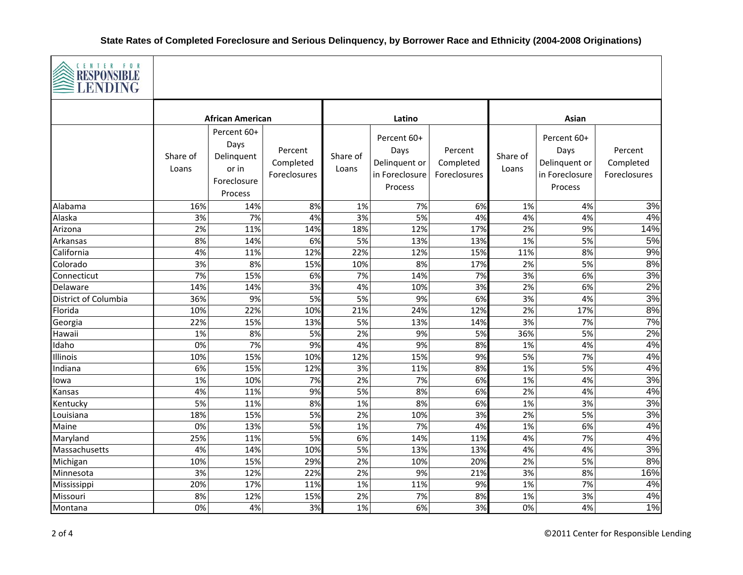# State Rates of Completed Foreclosure and Serious Delinquency, by Borrower Race and Ethnicity (2004-2008 Originations)

CENTER FOR RESPONSIBLE LENDING

| | African American | | | Latino | | | Asian | | |
|---|---|---|---|---|---|---|---|---|---|
| | Share of Loans | Percent 60+ Days Delinquent or in Foreclosure Process | Percent Completed Foreclosures | Share of Loans | Percent 60+ Days Delinquent or in Foreclosure Process | Percent Completed Foreclosures | Share of Loans | Percent 60+ Days Delinquent or in Foreclosure Process | Percent Completed Foreclosures |
| Alabama | 16% | 14% | 8% | 1% | 7% | 6% | 1% | 4% | 3% |
| Alaska | 3% | 7% | 4% | 3% | 5% | 4% | 4% | 4% | 4% |
| Arizona | 2% | 11% | 14% | 18% | 12% | 17% | 2% | 9% | 14% |
| Arkansas | 8% | 14% | 6% | 5% | 13% | 13% | 1% | 5% | 5% |
| California | 4% | 11% | 12% | 22% | 12% | 15% | 11% | 8% | 9% |
| Colorado | 3% | 8% | 15% | 10% | 8% | 17% | 2% | 5% | 8% |
| Connecticut | 7% | 15% | 6% | 7% | 14% | 7% | 3% | 6% | 3% |
| Delaware | 14% | 14% | 3% | 4% | 10% | 3% | 2% | 6% | 2% |
| District of Columbia | 36% | 9% | 5% | 5% | 9% | 6% | 3% | 4% | 3% |
| Florida | 10% | 22% | 10% | 21% | 24% | 12% | 2% | 17% | 8% |
| Georgia | 22% | 15% | 13% | 5% | 13% | 14% | 3% | 7% | 7% |
| Hawaii | 1% | 8% | 5% | 2% | 9% | 5% | 36% | 5% | 2% |
| Idaho | 0% | 7% | 9% | 4% | 9% | 8% | 1% | 4% | 4% |
| Illinois | 10% | 15% | 10% | 12% | 15% | 9% | 5% | 7% | 4% |
| Indiana | 6% | 15% | 12% | 3% | 11% | 8% | 1% | 5% | 4% |
| Iowa | 1% | 10% | 7% | 2% | 7% | 6% | 1% | 4% | 3% |
| Kansas | 4% | 11% | 9% | 5% | 8% | 6% | 2% | 4% | 4% |
| Kentucky | 5% | 11% | 8% | 1% | 8% | 6% | 1% | 3% | 3% |
| Louisiana | 18% | 15% | 5% | 2% | 10% | 3% | 2% | 5% | 3% |
| Maine | 0% | 13% | 5% | 1% | 7% | 4% | 1% | 6% | 4% |
| Maryland | 25% | 11% | 5% | 6% | 14% | 11% | 4% | 7% | 4% |
| Massachusetts | 4% | 14% | 10% | 5% | 13% | 13% | 4% | 4% | 3% |
| Michigan | 10% | 15% | 29% | 2% | 10% | 20% | 2% | 5% | 8% |
| Minnesota | 3% | 12% | 22% | 2% | 9% | 21% | 3% | 8% | 16% |
| Mississippi | 20% | 17% | 11% | 1% | 11% | 9% | 1% | 7% | 4% |
| Missouri | 8% | 12% | 15% | 2% | 7% | 8% | 1% | 3% | 4% |
| Montana | 0% | 4% | 3% | 1% | 6% | 3% | 0% | 4% | 1% |

©2011 Center for Responsible Lending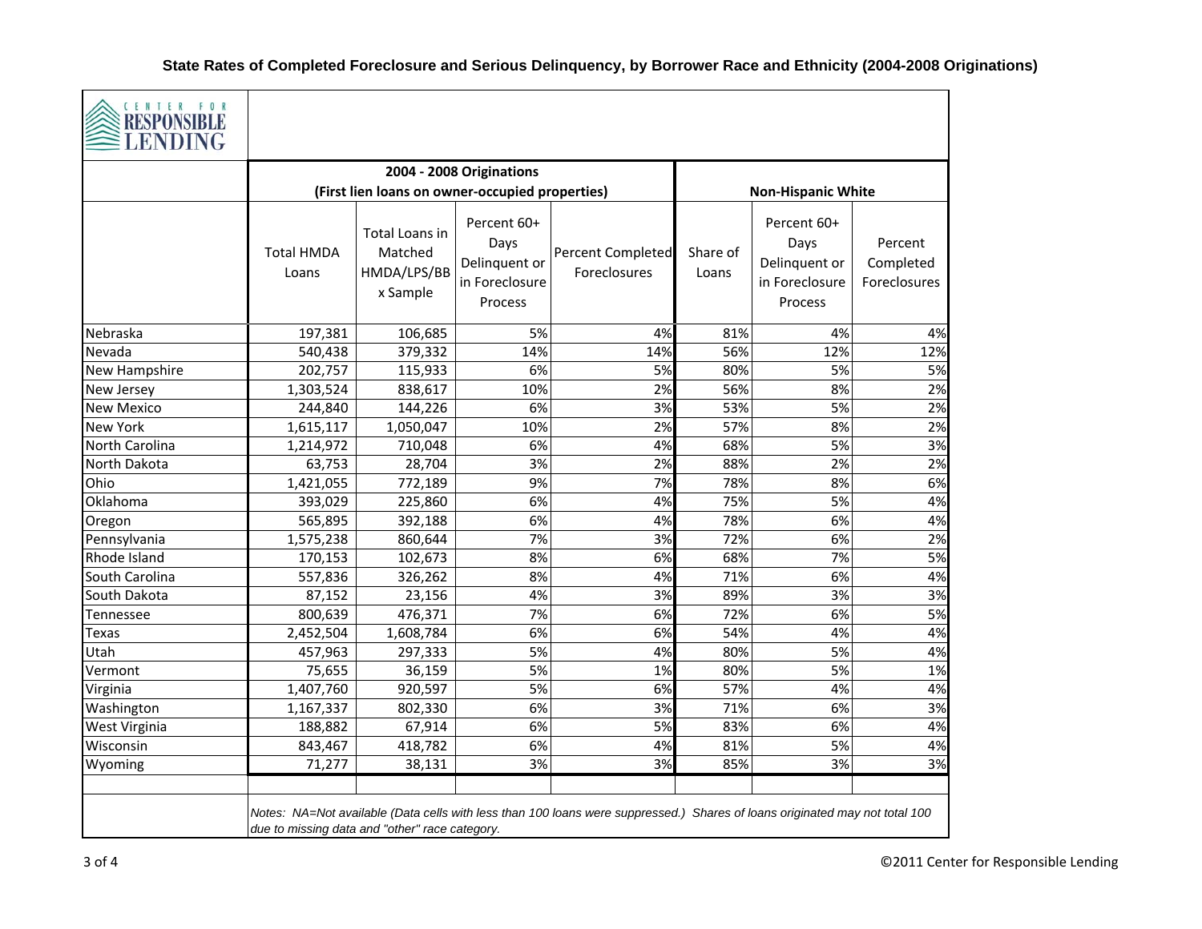## State Rates of Completed Foreclosure and Serious Delinquency, by Borrower Race and Ethnicity (2004-2008 Originations)

CENTER FOR RESPONSIBLE LENDING

| | 2004 - 2008 Originations (First lien loans on owner-occupied properties) | | | | Non-Hispanic White | | |
|---|---|---|---|---|---|---|---|
| | Total HMDA Loans | Total Loans in Matched HMDA/LPS/BBx Sample | Percent 60+ Days Delinquent or in Foreclosure Process | Percent Completed Foreclosures | Share of Loans | Percent 60+ Days Delinquent or in Foreclosure Process | Percent Completed Foreclosures |
| Nebraska | 197,381 | 106,685 | 5% | 4% | 81% | 4% | 4% |
| Nevada | 540,438 | 379,332 | 14% | 14% | 56% | 12% | 12% |
| New Hampshire | 202,757 | 115,933 | 6% | 5% | 80% | 5% | 5% |
| New Jersey | 1,303,524 | 838,617 | 10% | 2% | 56% | 8% | 2% |
| New Mexico | 244,840 | 144,226 | 6% | 3% | 53% | 5% | 2% |
| New York | 1,615,117 | 1,050,047 | 10% | 2% | 57% | 8% | 2% |
| North Carolina | 1,214,972 | 710,048 | 6% | 4% | 68% | 5% | 3% |
| North Dakota | 63,753 | 28,704 | 3% | 2% | 88% | 2% | 2% |
| Ohio | 1,421,055 | 772,189 | 9% | 7% | 78% | 8% | 6% |
| Oklahoma | 393,029 | 225,860 | 6% | 4% | 75% | 5% | 4% |
| Oregon | 565,895 | 392,188 | 6% | 4% | 78% | 6% | 4% |
| Pennsylvania | 1,575,238 | 860,644 | 7% | 3% | 72% | 6% | 2% |
| Rhode Island | 170,153 | 102,673 | 8% | 6% | 68% | 7% | 5% |
| South Carolina | 557,836 | 326,262 | 8% | 4% | 71% | 6% | 4% |
| South Dakota | 87,152 | 23,156 | 4% | 3% | 89% | 3% | 3% |
| Tennessee | 800,639 | 476,371 | 7% | 6% | 72% | 6% | 5% |
| Texas | 2,452,504 | 1,608,784 | 6% | 6% | 54% | 4% | 4% |
| Utah | 457,963 | 297,333 | 5% | 4% | 80% | 5% | 4% |
| Vermont | 75,655 | 36,159 | 5% | 1% | 80% | 5% | 1% |
| Virginia | 1,407,760 | 920,597 | 5% | 6% | 57% | 4% | 4% |
| Washington | 1,167,337 | 802,330 | 6% | 3% | 71% | 6% | 3% |
| West Virginia | 188,882 | 67,914 | 6% | 5% | 83% | 6% | 4% |
| Wisconsin | 843,467 | 418,782 | 6% | 4% | 81% | 5% | 4% |
| Wyoming | 71,277 | 38,131 | 3% | 3% | 85% | 3% | 3% |

*Notes: NA=Not available (Data cells with less than 100 loans were suppressed.) Shares of loans originated may not total 100 due to missing data and "other" race category.*

©2011 Center for Responsible Lending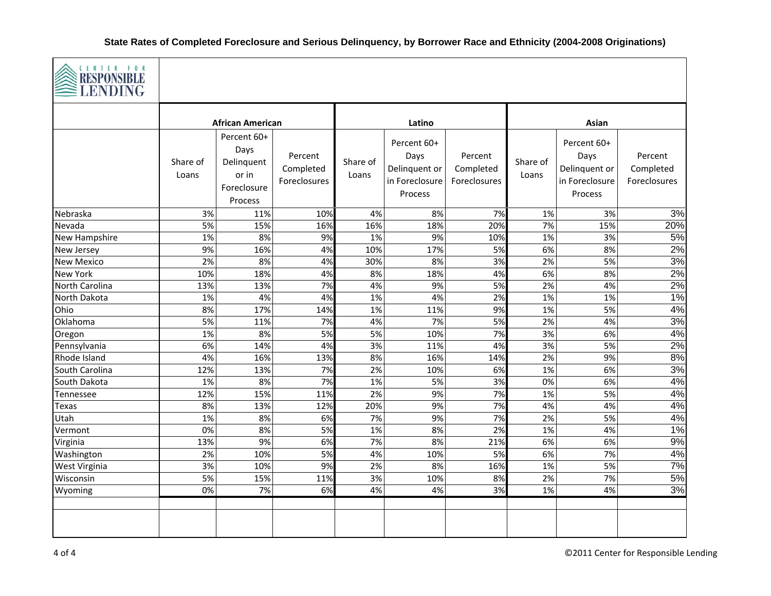**State Rates of Completed Foreclosure and Serious Delinquency, by Borrower Race and Ethnicity (2004-2008 Originations)**

CENTER FOR RESPONSIBLE LENDING

| | African American | | | Latino | | | Asian | | |
|---|---|---|---|---|---|---|---|---|---|
| | Share of Loans | Percent 60+ Days Delinquent or in Foreclosure Process | Percent Completed Foreclosures | Share of Loans | Percent 60+ Days Delinquent or in Foreclosure Process | Percent Completed Foreclosures | Share of Loans | Percent 60+ Days Delinquent or in Foreclosure Process | Percent Completed Foreclosures |
| Nebraska | 3% | 11% | 10% | 4% | 8% | 7% | 1% | 3% | 3% |
| Nevada | 5% | 15% | 16% | 16% | 18% | 20% | 7% | 15% | 20% |
| New Hampshire | 1% | 8% | 9% | 1% | 9% | 10% | 1% | 3% | 5% |
| New Jersey | 9% | 16% | 4% | 10% | 17% | 5% | 6% | 8% | 2% |
| New Mexico | 2% | 8% | 4% | 30% | 8% | 3% | 2% | 5% | 3% |
| New York | 10% | 18% | 4% | 8% | 18% | 4% | 6% | 8% | 2% |
| North Carolina | 13% | 13% | 7% | 4% | 9% | 5% | 2% | 4% | 2% |
| North Dakota | 1% | 4% | 4% | 1% | 4% | 2% | 1% | 1% | 1% |
| Ohio | 8% | 17% | 14% | 1% | 11% | 9% | 1% | 5% | 4% |
| Oklahoma | 5% | 11% | 7% | 4% | 7% | 5% | 2% | 4% | 3% |
| Oregon | 1% | 8% | 5% | 5% | 10% | 7% | 3% | 6% | 4% |
| Pennsylvania | 6% | 14% | 4% | 3% | 11% | 4% | 3% | 5% | 2% |
| Rhode Island | 4% | 16% | 13% | 8% | 16% | 14% | 2% | 9% | 8% |
| South Carolina | 12% | 13% | 7% | 2% | 10% | 6% | 1% | 6% | 3% |
| South Dakota | 1% | 8% | 7% | 1% | 5% | 3% | 0% | 6% | 4% |
| Tennessee | 12% | 15% | 11% | 2% | 9% | 7% | 1% | 5% | 4% |
| Texas | 8% | 13% | 12% | 20% | 9% | 7% | 4% | 4% | 4% |
| Utah | 1% | 8% | 6% | 7% | 9% | 7% | 2% | 5% | 4% |
| Vermont | 0% | 8% | 5% | 1% | 8% | 2% | 1% | 4% | 1% |
| Virginia | 13% | 9% | 6% | 7% | 8% | 21% | 6% | 6% | 9% |
| Washington | 2% | 10% | 5% | 4% | 10% | 5% | 6% | 7% | 4% |
| West Virginia | 3% | 10% | 9% | 2% | 8% | 16% | 1% | 5% | 7% |
| Wisconsin | 5% | 15% | 11% | 3% | 10% | 8% | 2% | 7% | 5% |
| Wyoming | 0% | 7% | 6% | 4% | 4% | 3% | 1% | 4% | 3% |

©2011 Center for Responsible Lending